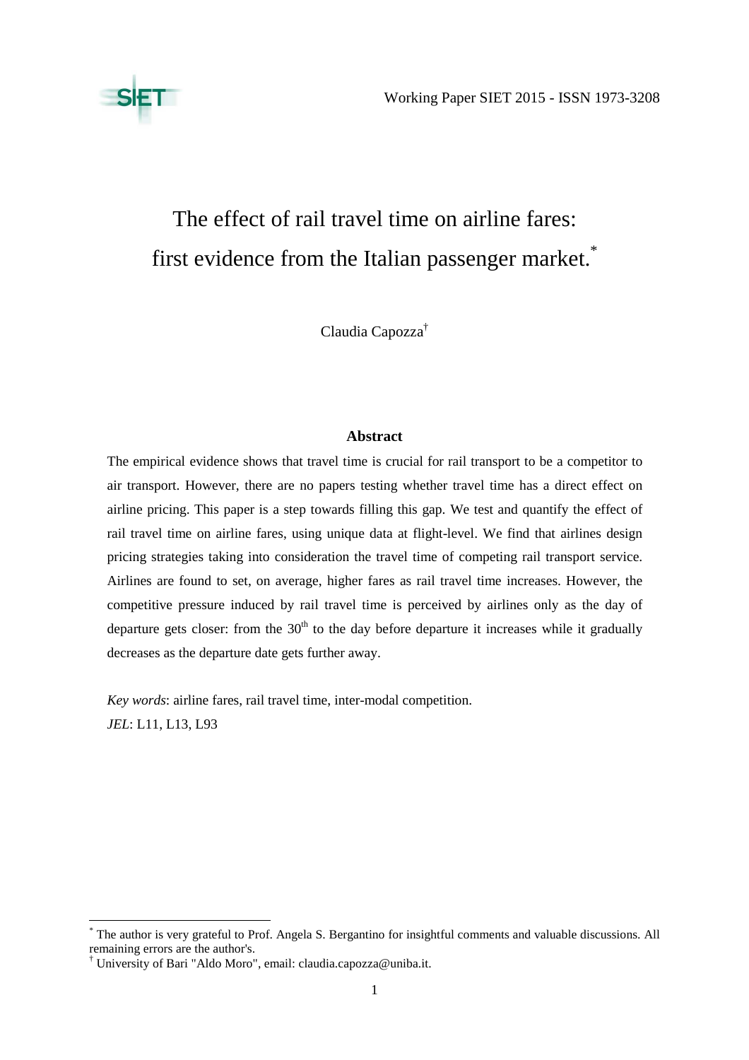Working Paper SIET 2015 - ISSN 1973-3208

# The effect of rail travel time on airline fares: first evidence from the Italian passenger market.[*]

Claudia Capozza[†]

## Abstract

The empirical evidence shows that travel time is crucial for rail transport to be a competitor to air transport. However, there are no papers testing whether travel time has a direct effect on airline pricing. This paper is a step towards filling this gap. We test and quantify the effect of rail travel time on airline fares, using unique data at flight-level. We find that airlines design pricing strategies taking into consideration the travel time of competing rail transport service. Airlines are found to set, on average, higher fares as rail travel time increases. However, the competitive pressure induced by rail travel time is perceived by airlines only as the day of departure gets closer: from the 30th to the day before departure it increases while it gradually decreases as the departure date gets further away.

*Key words*: airline fares, rail travel time, inter-modal competition.

*JEL*: L11, L13, L93

---

[*] The author is very grateful to Prof. Angela S. Bergantino for insightful comments and valuable discussions. All remaining errors are the author's.

[†] University of Bari "Aldo Moro", email: claudia.capozza@uniba.it.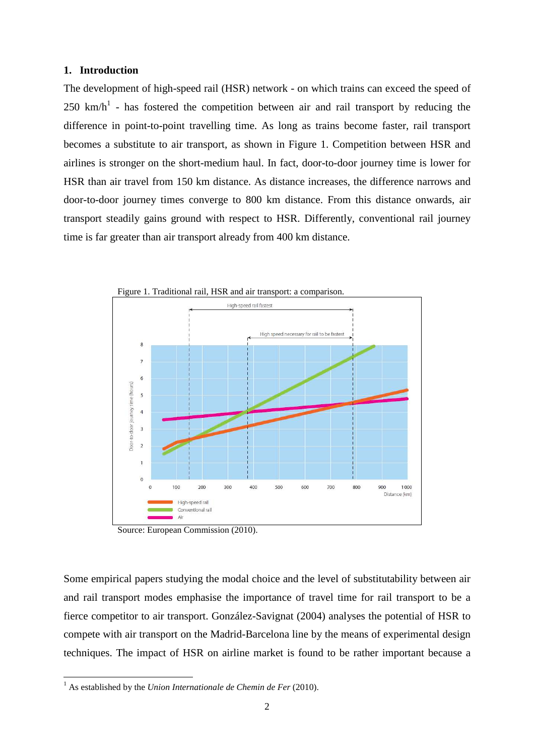## 1. Introduction

The development of high-speed rail (HSR) network - on which trains can exceed the speed of 250 km/h[1] - has fostered the competition between air and rail transport by reducing the difference in point-to-point travelling time. As long as trains become faster, rail transport becomes a substitute to air transport, as shown in Figure 1. Competition between HSR and airlines is stronger on the short-medium haul. In fact, door-to-door journey time is lower for HSR than air travel from 150 km distance. As distance increases, the difference narrows and door-to-door journey times converge to 800 km distance. From this distance onwards, air transport steadily gains ground with respect to HSR. Differently, conventional rail journey time is far greater than air transport already from 400 km distance.

Figure 1. Traditional rail, HSR and air transport: a comparison.

Source: European Commission (2010).

Some empirical papers studying the modal choice and the level of substitutability between air and rail transport modes emphasise the importance of travel time for rail transport to be a fierce competitor to air transport. González-Savignat (2004) analyses the potential of HSR to compete with air transport on the Madrid-Barcelona line by the means of experimental design techniques. The impact of HSR on airline market is found to be rather important because a

[1] As established by the *Union Internationale de Chemin de Fer* (2010).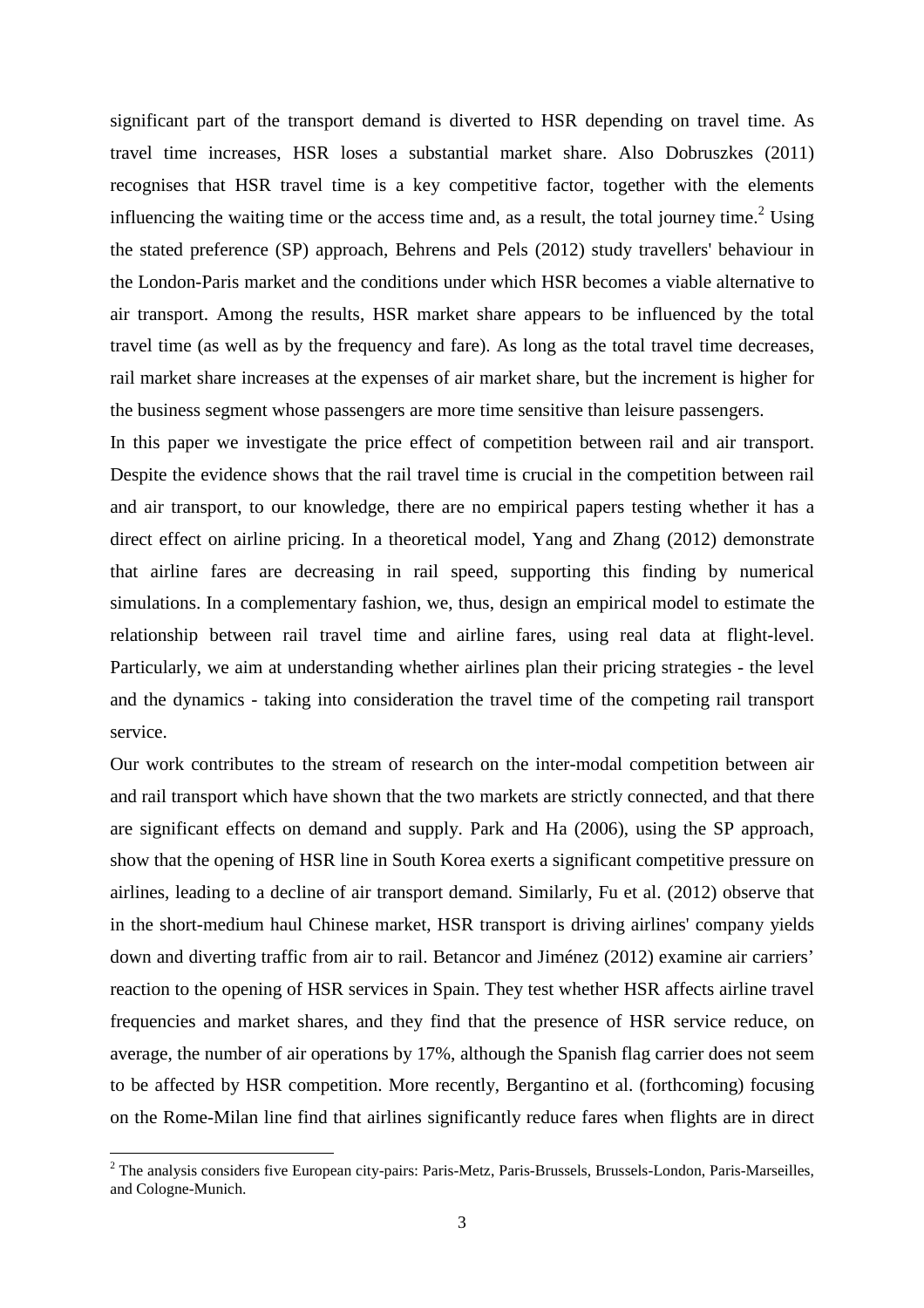significant part of the transport demand is diverted to HSR depending on travel time. As travel time increases, HSR loses a substantial market share. Also Dobruszkes (2011) recognises that HSR travel time is a key competitive factor, together with the elements influencing the waiting time or the access time and, as a result, the total journey time.[2] Using the stated preference (SP) approach, Behrens and Pels (2012) study travellers' behaviour in the London-Paris market and the conditions under which HSR becomes a viable alternative to air transport. Among the results, HSR market share appears to be influenced by the total travel time (as well as by the frequency and fare). As long as the total travel time decreases, rail market share increases at the expenses of air market share, but the increment is higher for the business segment whose passengers are more time sensitive than leisure passengers.

In this paper we investigate the price effect of competition between rail and air transport. Despite the evidence shows that the rail travel time is crucial in the competition between rail and air transport, to our knowledge, there are no empirical papers testing whether it has a direct effect on airline pricing. In a theoretical model, Yang and Zhang (2012) demonstrate that airline fares are decreasing in rail speed, supporting this finding by numerical simulations. In a complementary fashion, we, thus, design an empirical model to estimate the relationship between rail travel time and airline fares, using real data at flight-level. Particularly, we aim at understanding whether airlines plan their pricing strategies - the level and the dynamics - taking into consideration the travel time of the competing rail transport service.

Our work contributes to the stream of research on the inter-modal competition between air and rail transport which have shown that the two markets are strictly connected, and that there are significant effects on demand and supply. Park and Ha (2006), using the SP approach, show that the opening of HSR line in South Korea exerts a significant competitive pressure on airlines, leading to a decline of air transport demand. Similarly, Fu et al. (2012) observe that in the short-medium haul Chinese market, HSR transport is driving airlines' company yields down and diverting traffic from air to rail. Betancor and Jiménez (2012) examine air carriers' reaction to the opening of HSR services in Spain. They test whether HSR affects airline travel frequencies and market shares, and they find that the presence of HSR service reduce, on average, the number of air operations by 17%, although the Spanish flag carrier does not seem to be affected by HSR competition. More recently, Bergantino et al. (forthcoming) focusing on the Rome-Milan line find that airlines significantly reduce fares when flights are in direct

[2] The analysis considers five European city-pairs: Paris-Metz, Paris-Brussels, Brussels-London, Paris-Marseilles, and Cologne-Munich.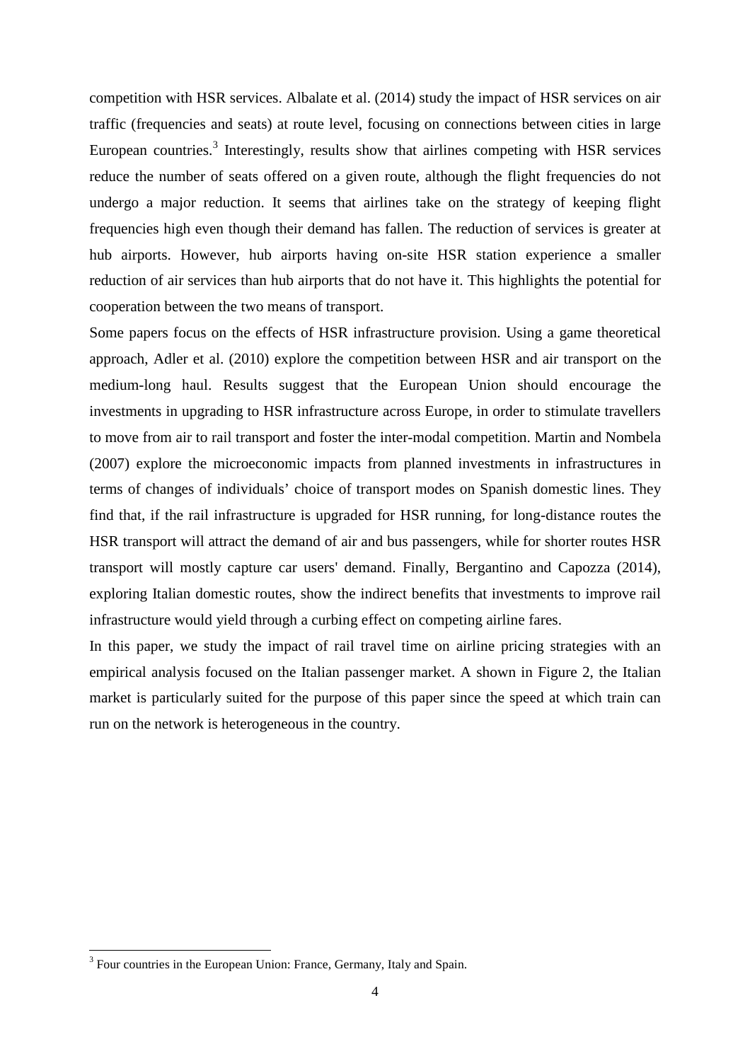competition with HSR services. Albalate et al. (2014) study the impact of HSR services on air traffic (frequencies and seats) at route level, focusing on connections between cities in large European countries.[3] Interestingly, results show that airlines competing with HSR services reduce the number of seats offered on a given route, although the flight frequencies do not undergo a major reduction. It seems that airlines take on the strategy of keeping flight frequencies high even though their demand has fallen. The reduction of services is greater at hub airports. However, hub airports having on-site HSR station experience a smaller reduction of air services than hub airports that do not have it. This highlights the potential for cooperation between the two means of transport.

Some papers focus on the effects of HSR infrastructure provision. Using a game theoretical approach, Adler et al. (2010) explore the competition between HSR and air transport on the medium-long haul. Results suggest that the European Union should encourage the investments in upgrading to HSR infrastructure across Europe, in order to stimulate travellers to move from air to rail transport and foster the inter-modal competition. Martin and Nombela (2007) explore the microeconomic impacts from planned investments in infrastructures in terms of changes of individuals' choice of transport modes on Spanish domestic lines. They find that, if the rail infrastructure is upgraded for HSR running, for long-distance routes the HSR transport will attract the demand of air and bus passengers, while for shorter routes HSR transport will mostly capture car users' demand. Finally, Bergantino and Capozza (2014), exploring Italian domestic routes, show the indirect benefits that investments to improve rail infrastructure would yield through a curbing effect on competing airline fares.

In this paper, we study the impact of rail travel time on airline pricing strategies with an empirical analysis focused on the Italian passenger market. A shown in Figure 2, the Italian market is particularly suited for the purpose of this paper since the speed at which train can run on the network is heterogeneous in the country.

[3] Four countries in the European Union: France, Germany, Italy and Spain.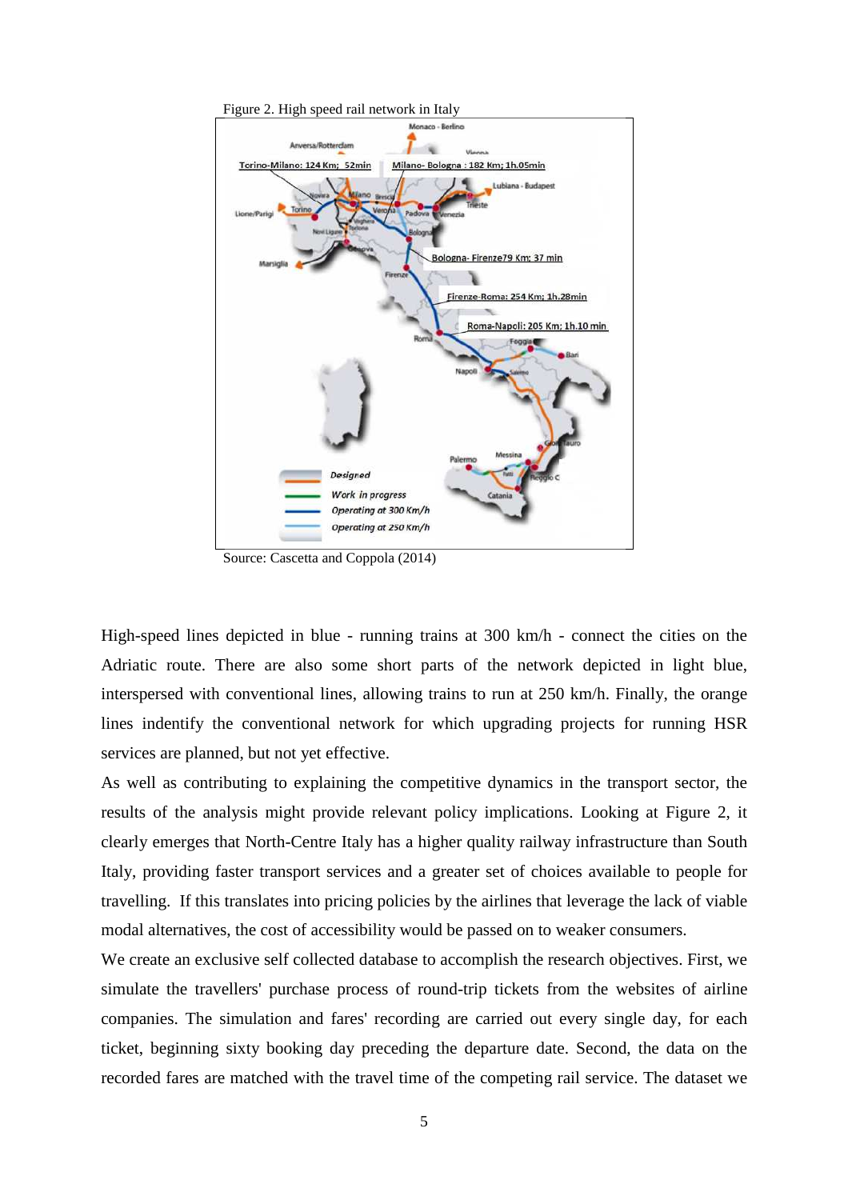Figure 2. High speed rail network in Italy

Source: Cascetta and Coppola (2014)

High-speed lines depicted in blue - running trains at 300 km/h - connect the cities on the Adriatic route. There are also some short parts of the network depicted in light blue, interspersed with conventional lines, allowing trains to run at 250 km/h. Finally, the orange lines indentify the conventional network for which upgrading projects for running HSR services are planned, but not yet effective.

As well as contributing to explaining the competitive dynamics in the transport sector, the results of the analysis might provide relevant policy implications. Looking at Figure 2, it clearly emerges that North-Centre Italy has a higher quality railway infrastructure than South Italy, providing faster transport services and a greater set of choices available to people for travelling. If this translates into pricing policies by the airlines that leverage the lack of viable modal alternatives, the cost of accessibility would be passed on to weaker consumers.

We create an exclusive self collected database to accomplish the research objectives. First, we simulate the travellers' purchase process of round-trip tickets from the websites of airline companies. The simulation and fares' recording are carried out every single day, for each ticket, beginning sixty booking day preceding the departure date. Second, the data on the recorded fares are matched with the travel time of the competing rail service. The dataset we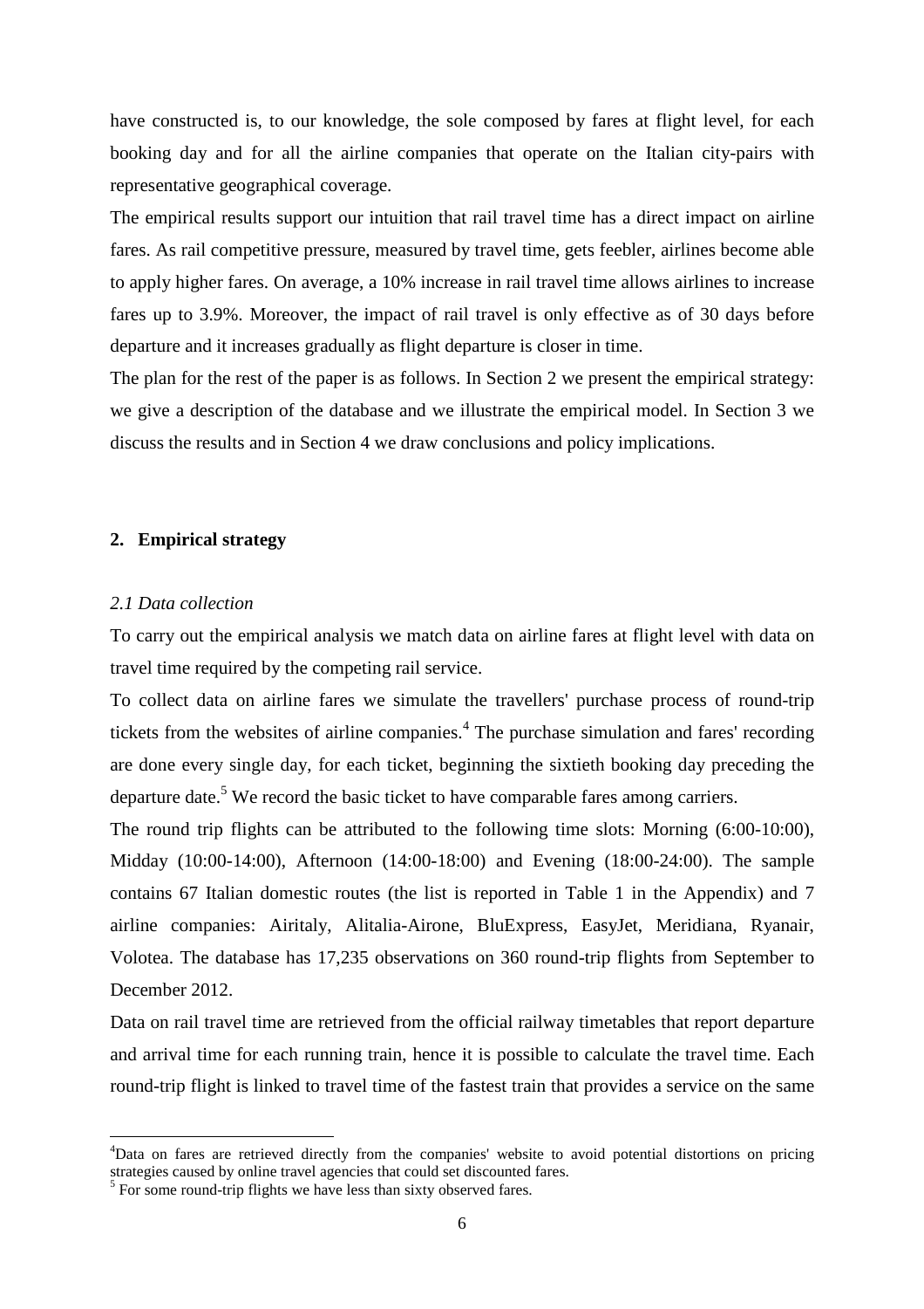have constructed is, to our knowledge, the sole composed by fares at flight level, for each booking day and for all the airline companies that operate on the Italian city-pairs with representative geographical coverage.

The empirical results support our intuition that rail travel time has a direct impact on airline fares. As rail competitive pressure, measured by travel time, gets feebler, airlines become able to apply higher fares. On average, a 10% increase in rail travel time allows airlines to increase fares up to 3.9%. Moreover, the impact of rail travel is only effective as of 30 days before departure and it increases gradually as flight departure is closer in time.

The plan for the rest of the paper is as follows. In Section 2 we present the empirical strategy: we give a description of the database and we illustrate the empirical model. In Section 3 we discuss the results and in Section 4 we draw conclusions and policy implications.

## 2. Empirical strategy

### *2.1 Data collection*

To carry out the empirical analysis we match data on airline fares at flight level with data on travel time required by the competing rail service.

To collect data on airline fares we simulate the travellers' purchase process of round-trip tickets from the websites of airline companies.[4] The purchase simulation and fares' recording are done every single day, for each ticket, beginning the sixtieth booking day preceding the departure date.[5] We record the basic ticket to have comparable fares among carriers.

The round trip flights can be attributed to the following time slots: Morning (6:00-10:00), Midday (10:00-14:00), Afternoon (14:00-18:00) and Evening (18:00-24:00). The sample contains 67 Italian domestic routes (the list is reported in Table 1 in the Appendix) and 7 airline companies: Airitaly, Alitalia-Airone, BluExpress, EasyJet, Meridiana, Ryanair, Volotea. The database has 17,235 observations on 360 round-trip flights from September to December 2012.

Data on rail travel time are retrieved from the official railway timetables that report departure and arrival time for each running train, hence it is possible to calculate the travel time. Each round-trip flight is linked to travel time of the fastest train that provides a service on the same

---

[4] Data on fares are retrieved directly from the companies' website to avoid potential distortions on pricing strategies caused by online travel agencies that could set discounted fares.

[5] For some round-trip flights we have less than sixty observed fares.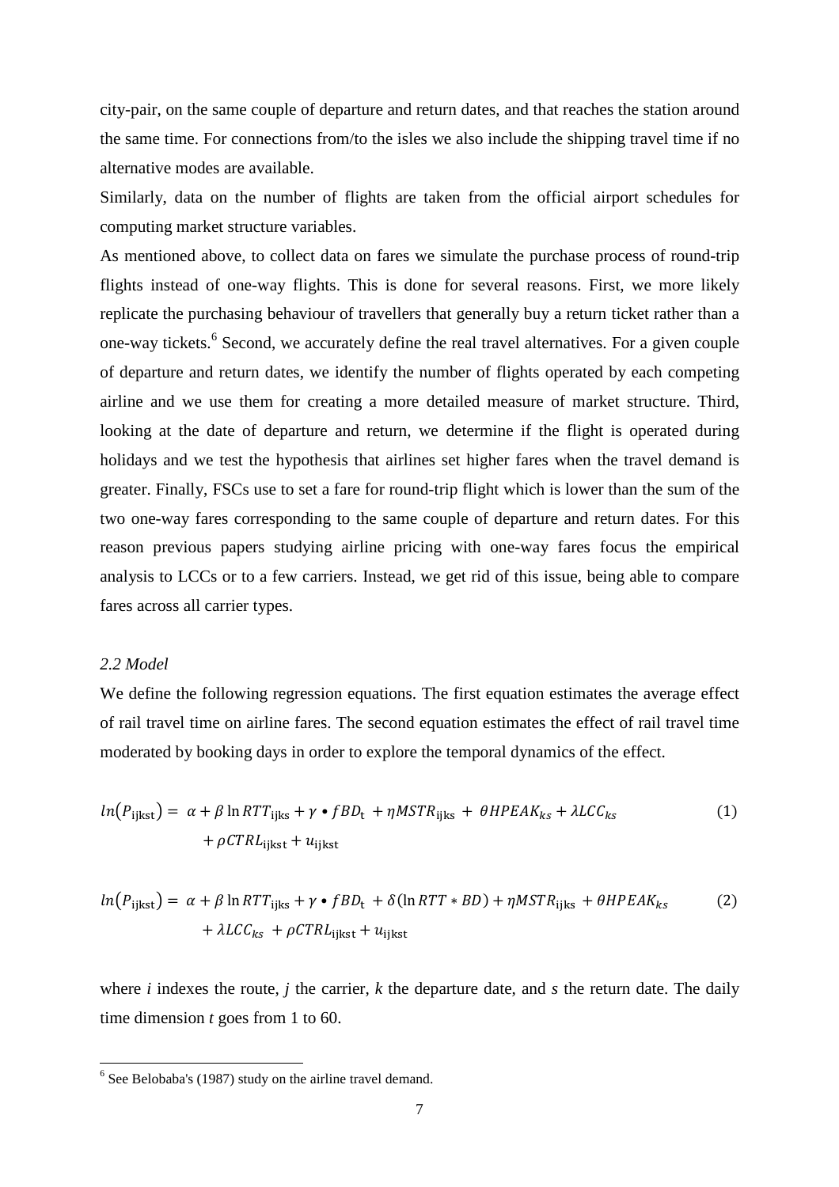city-pair, on the same couple of departure and return dates, and that reaches the station around the same time. For connections from/to the isles we also include the shipping travel time if no alternative modes are available.

Similarly, data on the number of flights are taken from the official airport schedules for computing market structure variables.

As mentioned above, to collect data on fares we simulate the purchase process of round-trip flights instead of one-way flights. This is done for several reasons. First, we more likely replicate the purchasing behaviour of travellers that generally buy a return ticket rather than a one-way tickets.[6] Second, we accurately define the real travel alternatives. For a given couple of departure and return dates, we identify the number of flights operated by each competing airline and we use them for creating a more detailed measure of market structure. Third, looking at the date of departure and return, we determine if the flight is operated during holidays and we test the hypothesis that airlines set higher fares when the travel demand is greater. Finally, FSCs use to set a fare for round-trip flight which is lower than the sum of the two one-way fares corresponding to the same couple of departure and return dates. For this reason previous papers studying airline pricing with one-way fares focus the empirical analysis to LCCs or to a few carriers. Instead, we get rid of this issue, being able to compare fares across all carrier types.

### *2.2 Model*

We define the following regression equations. The first equation estimates the average effect of rail travel time on airline fares. The second equation estimates the effect of rail travel time moderated by booking days in order to explore the temporal dynamics of the effect.

$$ln(P_{\text{ijkst}}) = \alpha + \beta \ln RTT_{\text{ijks}} + \gamma \bullet fBD_{\text{t}} + \eta MSTR_{\text{ijks}} + \theta HPEAK_{ks} + \lambda LCC_{ks} + \rho CTRL_{\text{ijkst}} + u_{\text{ijkst}} \quad (1)$$

$$ln(P_{\text{ijkst}}) = \alpha + \beta \ln RTT_{\text{ijks}} + \gamma \bullet fBD_{\text{t}} + \delta(\ln RTT * BD) + \eta MSTR_{\text{ijks}} + \theta HPEAK_{ks} + \lambda LCC_{ks} + \rho CTRL_{\text{ijkst}} + u_{\text{ijkst}} \quad (2)$$

where *i* indexes the route, *j* the carrier, *k* the departure date, and *s* the return date. The daily time dimension *t* goes from 1 to 60.

---

[6] See Belobaba's (1987) study on the airline travel demand.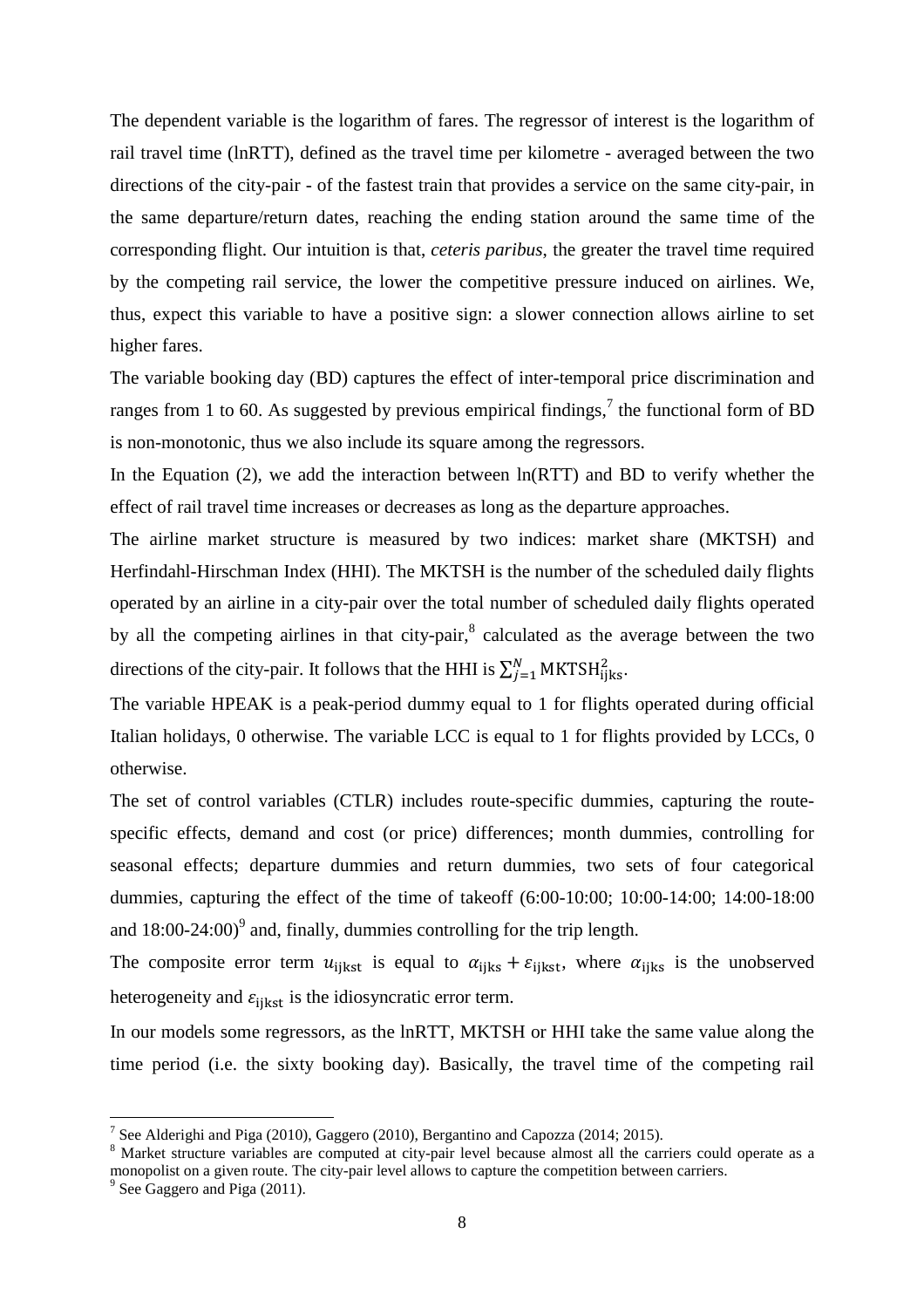The dependent variable is the logarithm of fares. The regressor of interest is the logarithm of rail travel time (lnRTT), defined as the travel time per kilometre - averaged between the two directions of the city-pair - of the fastest train that provides a service on the same city-pair, in the same departure/return dates, reaching the ending station around the same time of the corresponding flight. Our intuition is that, *ceteris paribus*, the greater the travel time required by the competing rail service, the lower the competitive pressure induced on airlines. We, thus, expect this variable to have a positive sign: a slower connection allows airline to set higher fares.

The variable booking day (BD) captures the effect of inter-temporal price discrimination and ranges from 1 to 60. As suggested by previous empirical findings,[7] the functional form of BD is non-monotonic, thus we also include its square among the regressors.

In the Equation (2), we add the interaction between ln(RTT) and BD to verify whether the effect of rail travel time increases or decreases as long as the departure approaches.

The airline market structure is measured by two indices: market share (MKTSH) and Herfindahl-Hirschman Index (HHI). The MKTSH is the number of the scheduled daily flights operated by an airline in a city-pair over the total number of scheduled daily flights operated by all the competing airlines in that city-pair,[8] calculated as the average between the two directions of the city-pair. It follows that the HHI is $\sum_{j=1}^{N} \text{MKTSH}_{\text{ijks}}^{2}$.

The variable HPEAK is a peak-period dummy equal to 1 for flights operated during official Italian holidays, 0 otherwise. The variable LCC is equal to 1 for flights provided by LCCs, 0 otherwise.

The set of control variables (CTLR) includes route-specific dummies, capturing the route-specific effects, demand and cost (or price) differences; month dummies, controlling for seasonal effects; departure dummies and return dummies, two sets of four categorical dummies, capturing the effect of the time of takeoff (6:00-10:00; 10:00-14:00; 14:00-18:00 and 18:00-24:00)[9] and, finally, dummies controlling for the trip length.

The composite error term $u_{\text{ijkst}}$ is equal to $\alpha_{\text{ijks}} + \varepsilon_{\text{ijkst}}$, where $\alpha_{\text{ijks}}$ is the unobserved heterogeneity and $\varepsilon_{\text{ijkst}}$ is the idiosyncratic error term.

In our models some regressors, as the lnRTT, MKTSH or HHI take the same value along the time period (i.e. the sixty booking day). Basically, the travel time of the competing rail

---

[7] See Alderighi and Piga (2010), Gaggero (2010), Bergantino and Capozza (2014; 2015).

[8] Market structure variables are computed at city-pair level because almost all the carriers could operate as a monopolist on a given route. The city-pair level allows to capture the competition between carriers.

[9] See Gaggero and Piga (2011).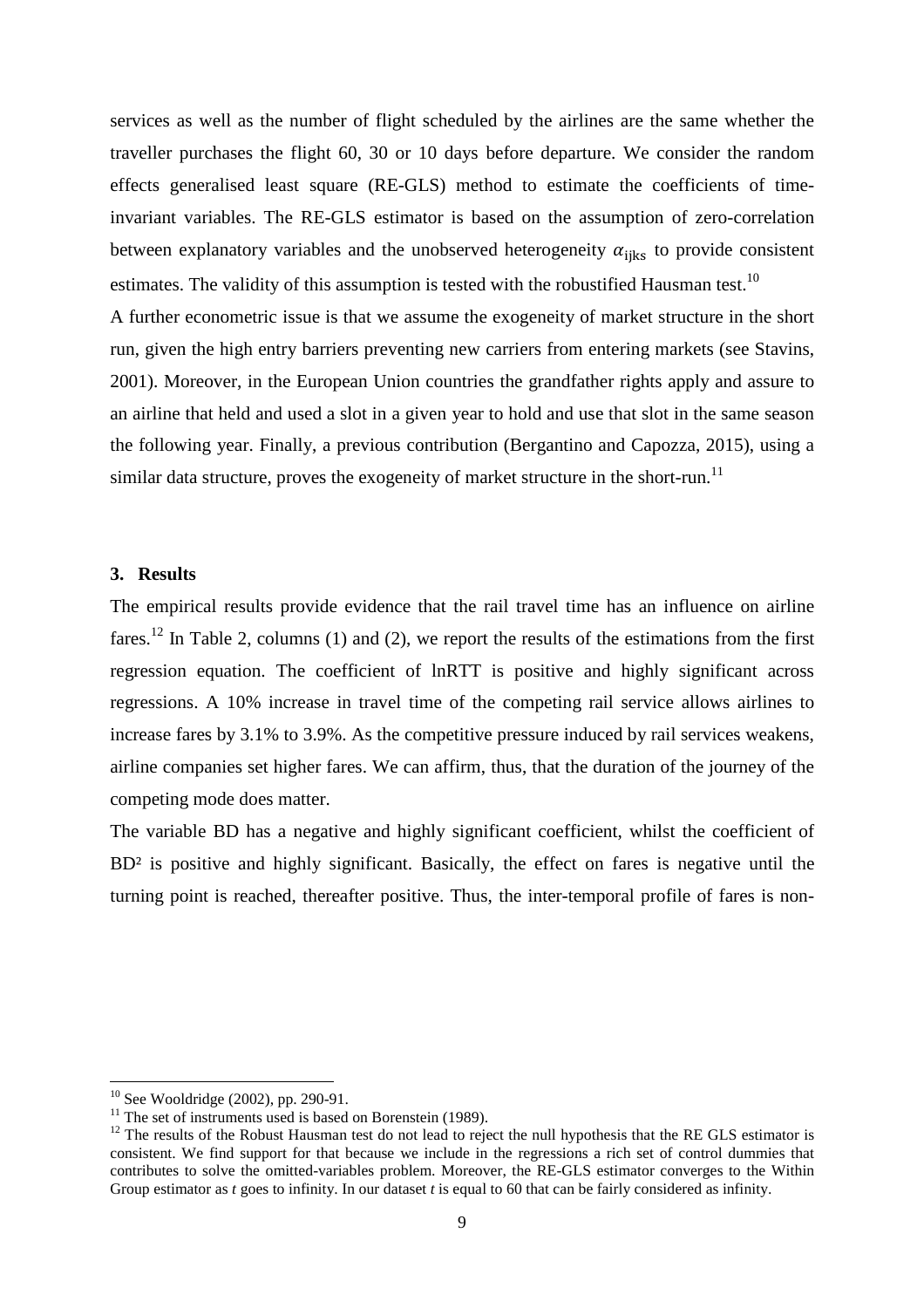services as well as the number of flight scheduled by the airlines are the same whether the traveller purchases the flight 60, 30 or 10 days before departure. We consider the random effects generalised least square (RE-GLS) method to estimate the coefficients of time-invariant variables. The RE-GLS estimator is based on the assumption of zero-correlation between explanatory variables and the unobserved heterogeneity $\alpha_{\text{ijks}}$ to provide consistent estimates. The validity of this assumption is tested with the robustified Hausman test.[10]

A further econometric issue is that we assume the exogeneity of market structure in the short run, given the high entry barriers preventing new carriers from entering markets (see Stavins, 2001). Moreover, in the European Union countries the grandfather rights apply and assure to an airline that held and used a slot in a given year to hold and use that slot in the same season the following year. Finally, a previous contribution (Bergantino and Capozza, 2015), using a similar data structure, proves the exogeneity of market structure in the short-run.[11]

## 3. Results

The empirical results provide evidence that the rail travel time has an influence on airline fares.[12] In Table 2, columns (1) and (2), we report the results of the estimations from the first regression equation. The coefficient of lnRTT is positive and highly significant across regressions. A 10% increase in travel time of the competing rail service allows airlines to increase fares by 3.1% to 3.9%. As the competitive pressure induced by rail services weakens, airline companies set higher fares. We can affirm, thus, that the duration of the journey of the competing mode does matter.

The variable BD has a negative and highly significant coefficient, whilst the coefficient of $BD^2$ is positive and highly significant. Basically, the effect on fares is negative until the turning point is reached, thereafter positive. Thus, the inter-temporal profile of fares is non-

---

[10] See Wooldridge (2002), pp. 290-91.

[11] The set of instruments used is based on Borenstein (1989).

[12] The results of the Robust Hausman test do not lead to reject the null hypothesis that the RE GLS estimator is consistent. We find support for that because we include in the regressions a rich set of control dummies that contributes to solve the omitted-variables problem. Moreover, the RE-GLS estimator converges to the Within Group estimator as *t* goes to infinity. In our dataset *t* is equal to 60 that can be fairly considered as infinity.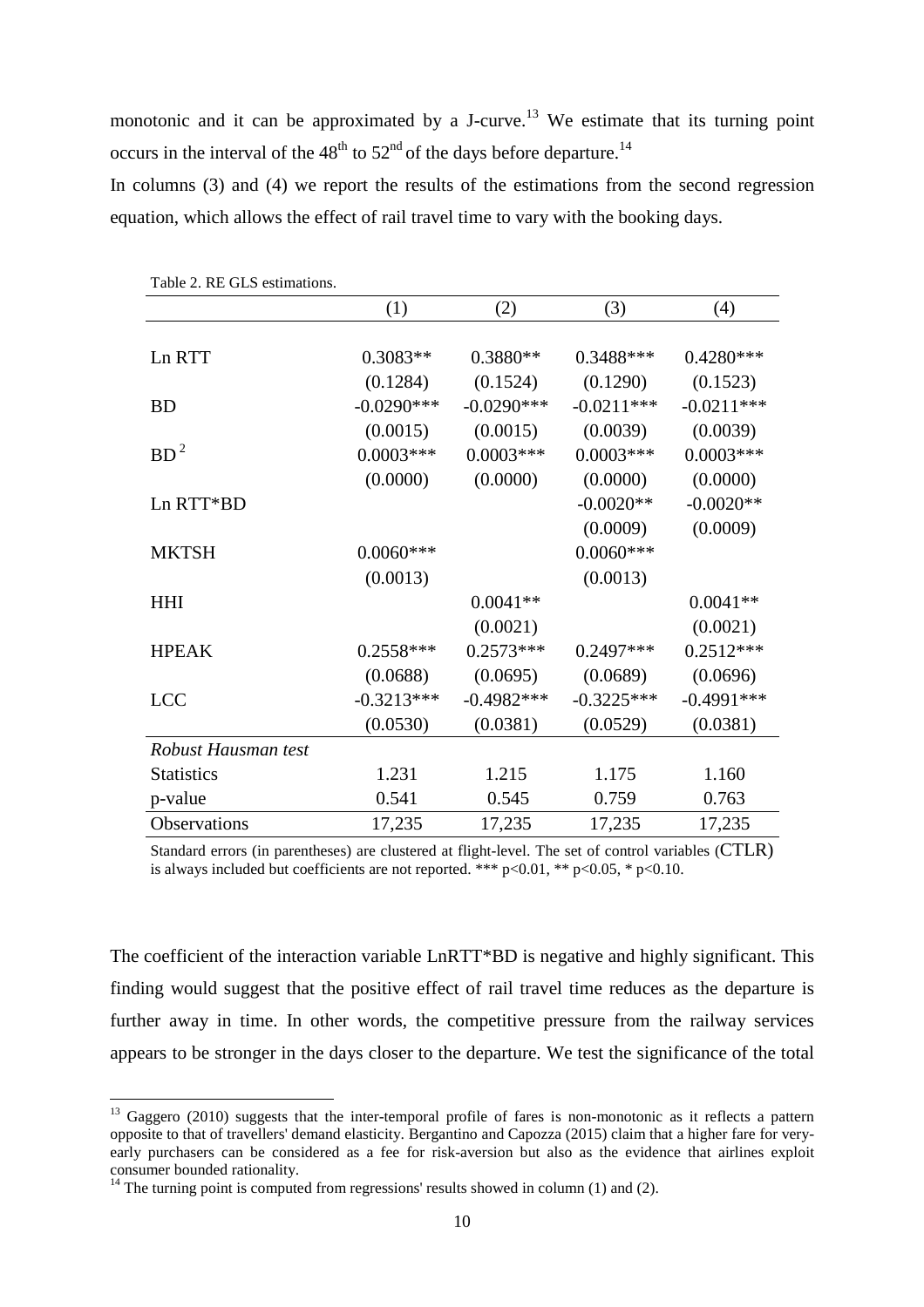monotonic and it can be approximated by a J-curve.[13] We estimate that its turning point occurs in the interval of the $48^{th}$ to $52^{nd}$ of the days before departure.[14]

In columns (3) and (4) we report the results of the estimations from the second regression equation, which allows the effect of rail travel time to vary with the booking days.

Table 2. RE GLS estimations.

| | (1) | (2) | (3) | (4) |
|---|---|---|---|---|
| Ln RTT | 0.3083** | 0.3880** | 0.3488*** | 0.4280*** |
| | (0.1284) | (0.1524) | (0.1290) | (0.1523) |
| BD | -0.0290*** | -0.0290*** | -0.0211*** | -0.0211*** |
| | (0.0015) | (0.0015) | (0.0039) | (0.0039) |
| $BD^2$ | 0.0003*** | 0.0003*** | 0.0003*** | 0.0003*** |
| | (0.0000) | (0.0000) | (0.0000) | (0.0000) |
| Ln RTT*BD | | | -0.0020** | -0.0020** |
| | | | (0.0009) | (0.0009) |
| MKTSH | 0.0060*** | | 0.0060*** | |
| | (0.0013) | | (0.0013) | |
| HHI | | 0.0041** | | 0.0041** |
| | | (0.0021) | | (0.0021) |
| HPEAK | 0.2558*** | 0.2573*** | 0.2497*** | 0.2512*** |
| | (0.0688) | (0.0695) | (0.0689) | (0.0696) |
| LCC | -0.3213*** | -0.4982*** | -0.3225*** | -0.4991*** |
| | (0.0530) | (0.0381) | (0.0529) | (0.0381) |
| *Robust Hausman test* | | | | |
| Statistics | 1.231 | 1.215 | 1.175 | 1.160 |
| p-value | 0.541 | 0.545 | 0.759 | 0.763 |
| Observations | 17,235 | 17,235 | 17,235 | 17,235 |

Standard errors (in parentheses) are clustered at flight-level. The set of control variables (CTLR) is always included but coefficients are not reported. *** p<0.01, ** p<0.05, * p<0.10.

The coefficient of the interaction variable LnRTT*BD is negative and highly significant. This finding would suggest that the positive effect of rail travel time reduces as the departure is further away in time. In other words, the competitive pressure from the railway services appears to be stronger in the days closer to the departure. We test the significance of the total

---

[13] Gaggero (2010) suggests that the inter-temporal profile of fares is non-monotonic as it reflects a pattern opposite to that of travellers' demand elasticity. Bergantino and Capozza (2015) claim that a higher fare for very-early purchasers can be considered as a fee for risk-aversion but also as the evidence that airlines exploit consumer bounded rationality.

[14] The turning point is computed from regressions' results showed in column (1) and (2).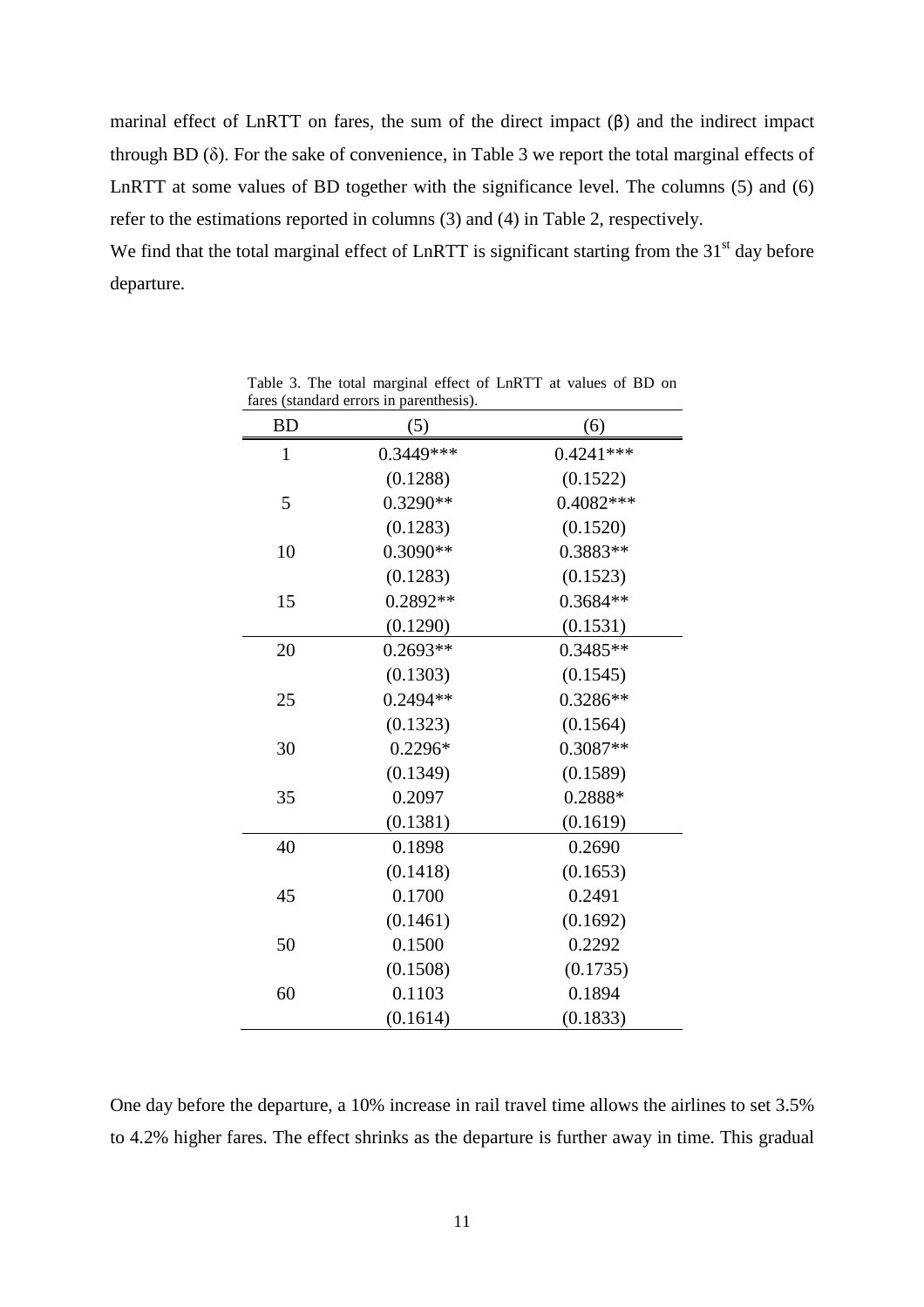marinal effect of LnRTT on fares, the sum of the direct impact ($\beta$) and the indirect impact through BD ($\delta$). For the sake of convenience, in Table 3 we report the total marginal effects of LnRTT at some values of BD together with the significance level. The columns (5) and (6) refer to the estimations reported in columns (3) and (4) in Table 2, respectively.

We find that the total marginal effect of LnRTT is significant starting from the 31st day before departure.

Table 3. The total marginal effect of LnRTT at values of BD on fares (standard errors in parenthesis).

| BD | (5) | (6) |
|---|---|---|
| 1 | 0.3449*** | 0.4241*** |
| | (0.1288) | (0.1522) |
| 5 | 0.3290** | 0.4082*** |
| | (0.1283) | (0.1520) |
| 10 | 0.3090** | 0.3883** |
| | (0.1283) | (0.1523) |
| 15 | 0.2892** | 0.3684** |
| | (0.1290) | (0.1531) |
| 20 | 0.2693** | 0.3485** |
| | (0.1303) | (0.1545) |
| 25 | 0.2494** | 0.3286** |
| | (0.1323) | (0.1564) |
| 30 | 0.2296* | 0.3087** |
| | (0.1349) | (0.1589) |
| 35 | 0.2097 | 0.2888* |
| | (0.1381) | (0.1619) |
| 40 | 0.1898 | 0.2690 |
| | (0.1418) | (0.1653) |
| 45 | 0.1700 | 0.2491 |
| | (0.1461) | (0.1692) |
| 50 | 0.1500 | 0.2292 |
| | (0.1508) | (0.1735) |
| 60 | 0.1103 | 0.1894 |
| | (0.1614) | (0.1833) |

One day before the departure, a 10% increase in rail travel time allows the airlines to set 3.5% to 4.2% higher fares. The effect shrinks as the departure is further away in time. This gradual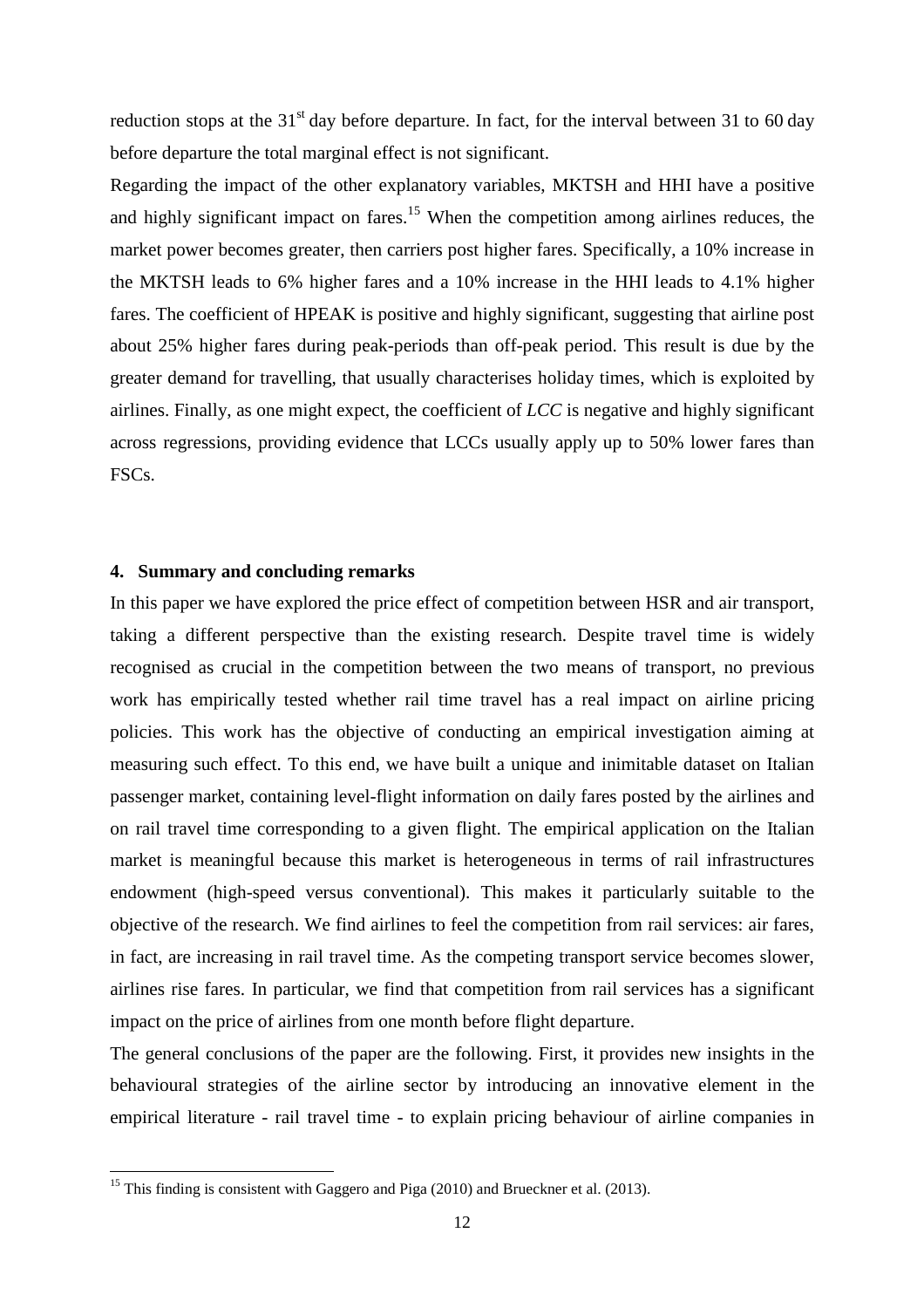reduction stops at the 31st day before departure. In fact, for the interval between 31 to 60 day before departure the total marginal effect is not significant.

Regarding the impact of the other explanatory variables, MKTSH and HHI have a positive and highly significant impact on fares.[15] When the competition among airlines reduces, the market power becomes greater, then carriers post higher fares. Specifically, a 10% increase in the MKTSH leads to 6% higher fares and a 10% increase in the HHI leads to 4.1% higher fares. The coefficient of HPEAK is positive and highly significant, suggesting that airline post about 25% higher fares during peak-periods than off-peak period. This result is due by the greater demand for travelling, that usually characterises holiday times, which is exploited by airlines. Finally, as one might expect, the coefficient of *LCC* is negative and highly significant across regressions, providing evidence that LCCs usually apply up to 50% lower fares than FSCs.

## 4. Summary and concluding remarks

In this paper we have explored the price effect of competition between HSR and air transport, taking a different perspective than the existing research. Despite travel time is widely recognised as crucial in the competition between the two means of transport, no previous work has empirically tested whether rail time travel has a real impact on airline pricing policies. This work has the objective of conducting an empirical investigation aiming at measuring such effect. To this end, we have built a unique and inimitable dataset on Italian passenger market, containing level-flight information on daily fares posted by the airlines and on rail travel time corresponding to a given flight. The empirical application on the Italian market is meaningful because this market is heterogeneous in terms of rail infrastructures endowment (high-speed versus conventional). This makes it particularly suitable to the objective of the research. We find airlines to feel the competition from rail services: air fares, in fact, are increasing in rail travel time. As the competing transport service becomes slower, airlines rise fares. In particular, we find that competition from rail services has a significant impact on the price of airlines from one month before flight departure.

The general conclusions of the paper are the following. First, it provides new insights in the behavioural strategies of the airline sector by introducing an innovative element in the empirical literature - rail travel time - to explain pricing behaviour of airline companies in

[15] This finding is consistent with Gaggero and Piga (2010) and Brueckner et al. (2013).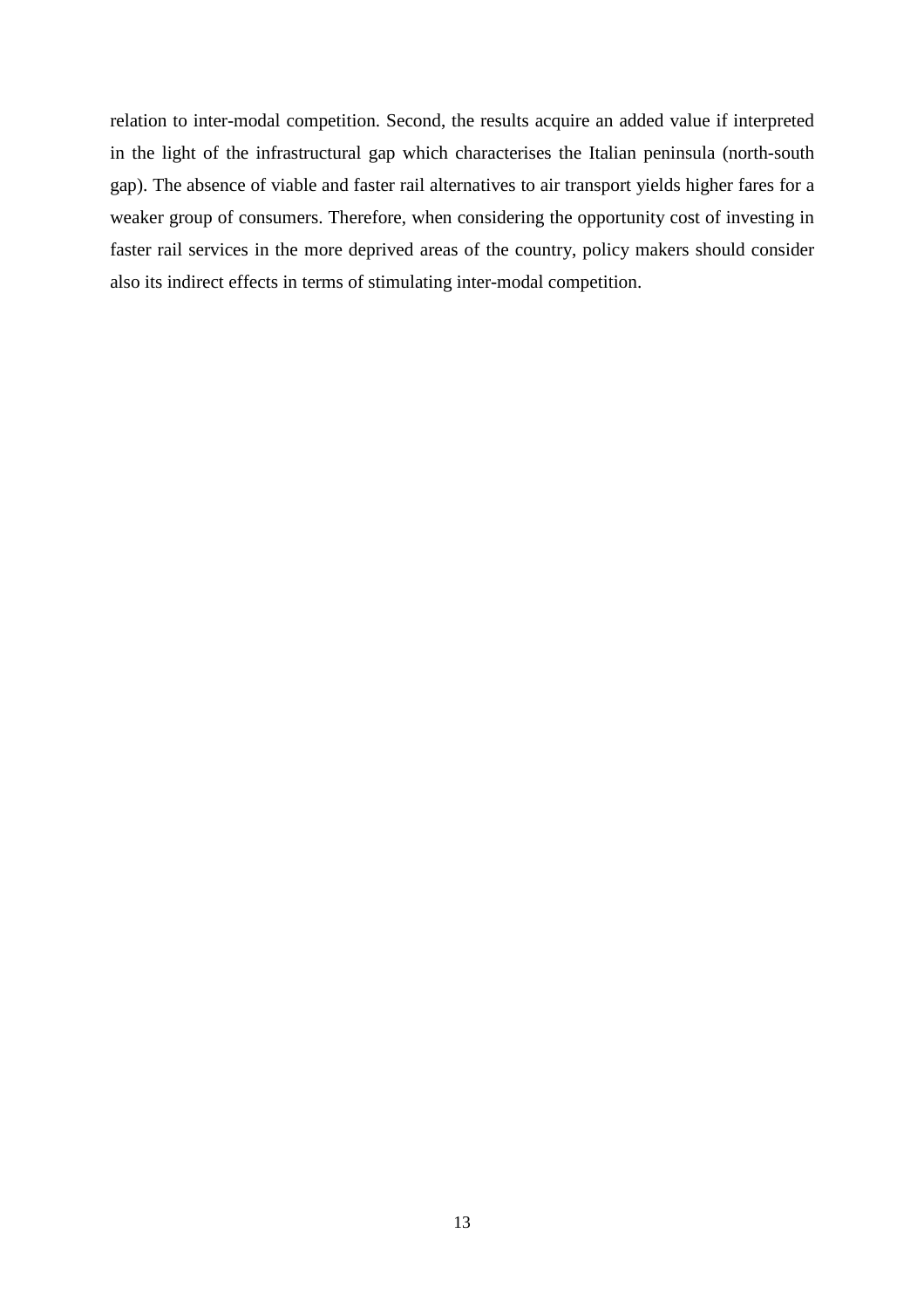relation to inter-modal competition. Second, the results acquire an added value if interpreted in the light of the infrastructural gap which characterises the Italian peninsula (north-south gap). The absence of viable and faster rail alternatives to air transport yields higher fares for a weaker group of consumers. Therefore, when considering the opportunity cost of investing in faster rail services in the more deprived areas of the country, policy makers should consider also its indirect effects in terms of stimulating inter-modal competition.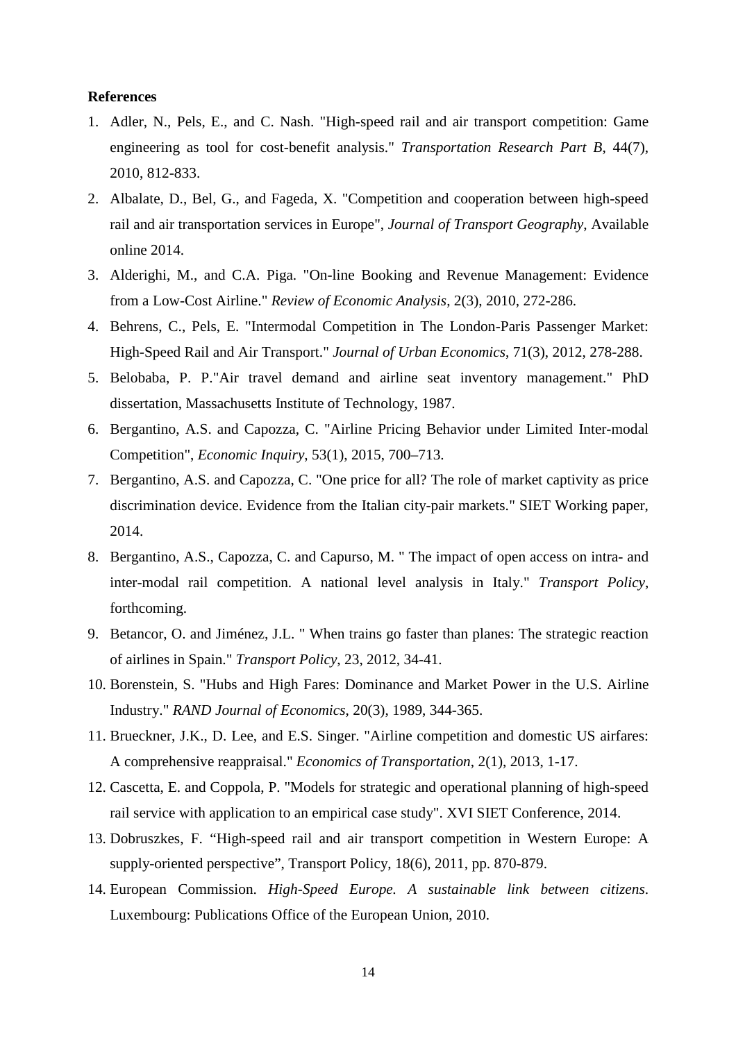**References**

1. Adler, N., Pels, E., and C. Nash. "High-speed rail and air transport competition: Game engineering as tool for cost-benefit analysis." *Transportation Research Part B*, 44(7), 2010, 812-833.
2. Albalate, D., Bel, G., and Fageda, X. "Competition and cooperation between high-speed rail and air transportation services in Europe", *Journal of Transport Geography*, Available online 2014.
3. Alderighi, M., and C.A. Piga. "On-line Booking and Revenue Management: Evidence from a Low-Cost Airline." *Review of Economic Analysis*, 2(3), 2010, 272-286.
4. Behrens, C., Pels, E. "Intermodal Competition in The London-Paris Passenger Market: High-Speed Rail and Air Transport." *Journal of Urban Economics*, 71(3), 2012, 278-288.
5. Belobaba, P. P."Air travel demand and airline seat inventory management." PhD dissertation, Massachusetts Institute of Technology, 1987.
6. Bergantino, A.S. and Capozza, C. "Airline Pricing Behavior under Limited Inter-modal Competition", *Economic Inquiry*, 53(1), 2015, 700–713.
7. Bergantino, A.S. and Capozza, C. "One price for all? The role of market captivity as price discrimination device. Evidence from the Italian city-pair markets." SIET Working paper, 2014.
8. Bergantino, A.S., Capozza, C. and Capurso, M. " The impact of open access on intra- and inter-modal rail competition. A national level analysis in Italy." *Transport Policy*, forthcoming.
9. Betancor, O. and Jiménez, J.L. " When trains go faster than planes: The strategic reaction of airlines in Spain." *Transport Policy*, 23, 2012, 34-41.
10. Borenstein, S. "Hubs and High Fares: Dominance and Market Power in the U.S. Airline Industry." *RAND Journal of Economics*, 20(3), 1989, 344-365.
11. Brueckner, J.K., D. Lee, and E.S. Singer. "Airline competition and domestic US airfares: A comprehensive reappraisal." *Economics of Transportation*, 2(1), 2013, 1-17.
12. Cascetta, E. and Coppola, P. "Models for strategic and operational planning of high-speed rail service with application to an empirical case study". XVI SIET Conference, 2014.
13. Dobruszkes, F. "High-speed rail and air transport competition in Western Europe: A supply-oriented perspective", Transport Policy, 18(6), 2011, pp. 870-879.
14. European Commission. *High-Speed Europe. A sustainable link between citizens*. Luxembourg: Publications Office of the European Union, 2010.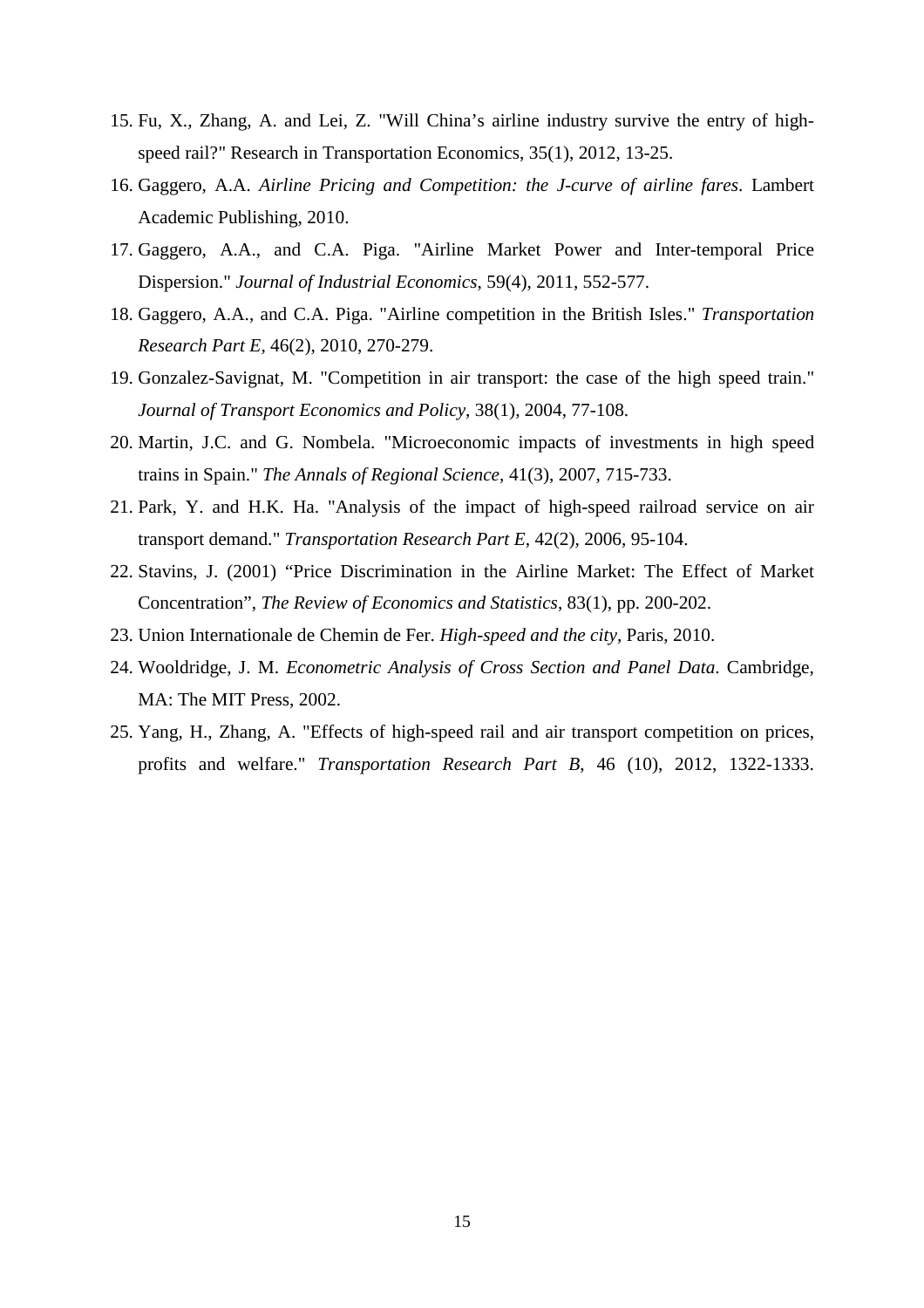15. Fu, X., Zhang, A. and Lei, Z. "Will China's airline industry survive the entry of high-speed rail?" Research in Transportation Economics, 35(1), 2012, 13-25.
16. Gaggero, A.A. *Airline Pricing and Competition: the J-curve of airline fares*. Lambert Academic Publishing, 2010.
17. Gaggero, A.A., and C.A. Piga. "Airline Market Power and Inter-temporal Price Dispersion." *Journal of Industrial Economics*, 59(4), 2011, 552-577.
18. Gaggero, A.A., and C.A. Piga. "Airline competition in the British Isles." *Transportation Research Part E*, 46(2), 2010, 270-279.
19. Gonzalez-Savignat, M. "Competition in air transport: the case of the high speed train." *Journal of Transport Economics and Policy*, 38(1), 2004, 77-108.
20. Martin, J.C. and G. Nombela. "Microeconomic impacts of investments in high speed trains in Spain." *The Annals of Regional Science*, 41(3), 2007, 715-733.
21. Park, Y. and H.K. Ha. "Analysis of the impact of high-speed railroad service on air transport demand." *Transportation Research Part E*, 42(2), 2006, 95-104.
22. Stavins, J. (2001) "Price Discrimination in the Airline Market: The Effect of Market Concentration", *The Review of Economics and Statistics*, 83(1), pp. 200-202.
23. Union Internationale de Chemin de Fer. *High-speed and the city*, Paris, 2010.
24. Wooldridge, J. M. *Econometric Analysis of Cross Section and Panel Data*. Cambridge, MA: The MIT Press, 2002.
25. Yang, H., Zhang, A. "Effects of high-speed rail and air transport competition on prices, profits and welfare." *Transportation Research Part B*, 46 (10), 2012, 1322-1333.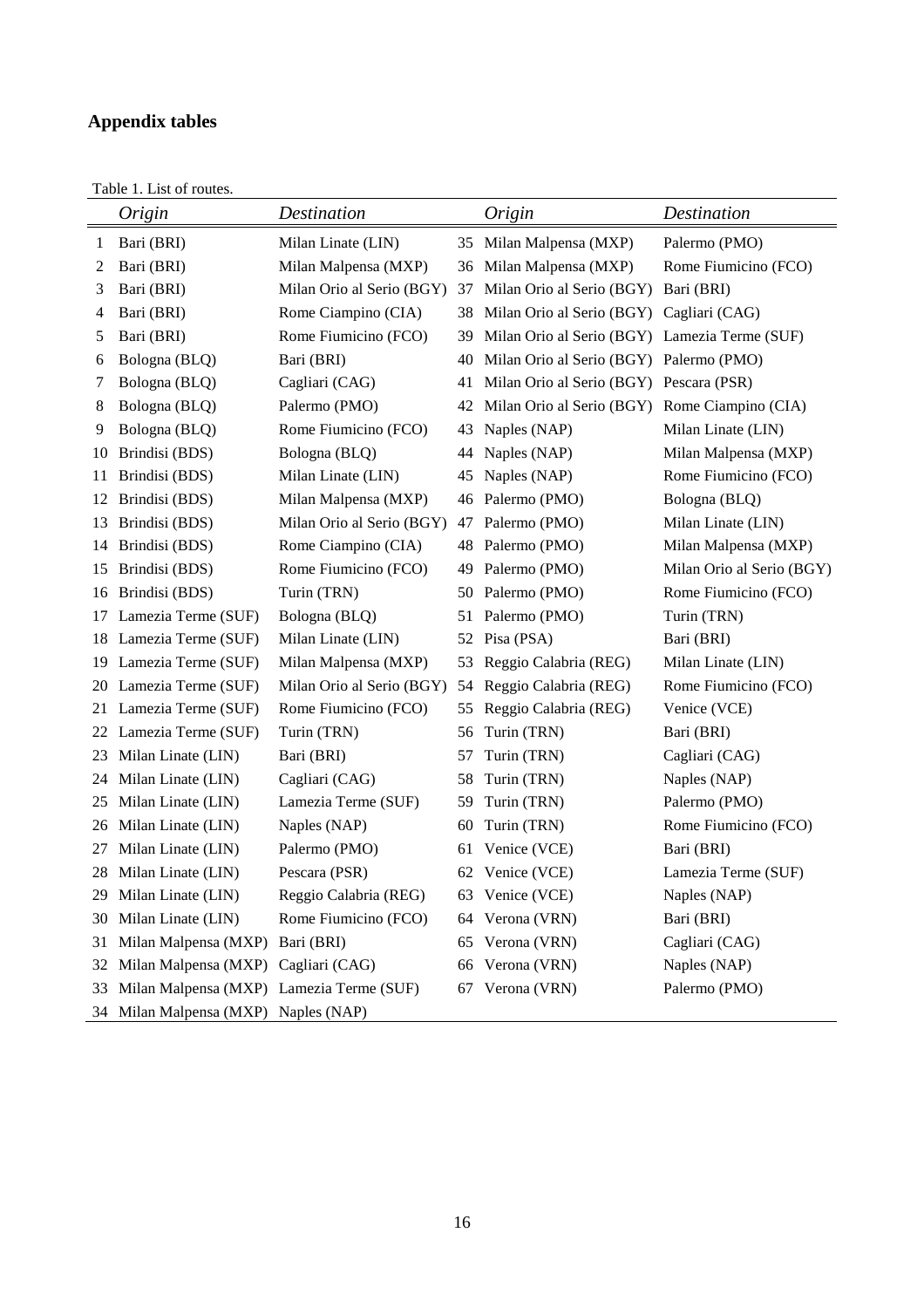## Appendix tables

Table 1. List of routes.

| | *Origin* | *Destination* | | *Origin* | *Destination* |
|---|---|---|---|---|---|
| 1 | Bari (BRI) | Milan Linate (LIN) | 35 | Milan Malpensa (MXP) | Palermo (PMO) |
| 2 | Bari (BRI) | Milan Malpensa (MXP) | 36 | Milan Malpensa (MXP) | Rome Fiumicino (FCO) |
| 3 | Bari (BRI) | Milan Orio al Serio (BGY) | 37 | Milan Orio al Serio (BGY) | Bari (BRI) |
| 4 | Bari (BRI) | Rome Ciampino (CIA) | 38 | Milan Orio al Serio (BGY) | Cagliari (CAG) |
| 5 | Bari (BRI) | Rome Fiumicino (FCO) | 39 | Milan Orio al Serio (BGY) | Lamezia Terme (SUF) |
| 6 | Bologna (BLQ) | Bari (BRI) | 40 | Milan Orio al Serio (BGY) | Palermo (PMO) |
| 7 | Bologna (BLQ) | Cagliari (CAG) | 41 | Milan Orio al Serio (BGY) | Pescara (PSR) |
| 8 | Bologna (BLQ) | Palermo (PMO) | 42 | Milan Orio al Serio (BGY) | Rome Ciampino (CIA) |
| 9 | Bologna (BLQ) | Rome Fiumicino (FCO) | 43 | Naples (NAP) | Milan Linate (LIN) |
| 10 | Brindisi (BDS) | Bologna (BLQ) | 44 | Naples (NAP) | Milan Malpensa (MXP) |
| 11 | Brindisi (BDS) | Milan Linate (LIN) | 45 | Naples (NAP) | Rome Fiumicino (FCO) |
| 12 | Brindisi (BDS) | Milan Malpensa (MXP) | 46 | Palermo (PMO) | Bologna (BLQ) |
| 13 | Brindisi (BDS) | Milan Orio al Serio (BGY) | 47 | Palermo (PMO) | Milan Linate (LIN) |
| 14 | Brindisi (BDS) | Rome Ciampino (CIA) | 48 | Palermo (PMO) | Milan Malpensa (MXP) |
| 15 | Brindisi (BDS) | Rome Fiumicino (FCO) | 49 | Palermo (PMO) | Milan Orio al Serio (BGY) |
| 16 | Brindisi (BDS) | Turin (TRN) | 50 | Palermo (PMO) | Rome Fiumicino (FCO) |
| 17 | Lamezia Terme (SUF) | Bologna (BLQ) | 51 | Palermo (PMO) | Turin (TRN) |
| 18 | Lamezia Terme (SUF) | Milan Linate (LIN) | 52 | Pisa (PSA) | Bari (BRI) |
| 19 | Lamezia Terme (SUF) | Milan Malpensa (MXP) | 53 | Reggio Calabria (REG) | Milan Linate (LIN) |
| 20 | Lamezia Terme (SUF) | Milan Orio al Serio (BGY) | 54 | Reggio Calabria (REG) | Rome Fiumicino (FCO) |
| 21 | Lamezia Terme (SUF) | Rome Fiumicino (FCO) | 55 | Reggio Calabria (REG) | Venice (VCE) |
| 22 | Lamezia Terme (SUF) | Turin (TRN) | 56 | Turin (TRN) | Bari (BRI) |
| 23 | Milan Linate (LIN) | Bari (BRI) | 57 | Turin (TRN) | Cagliari (CAG) |
| 24 | Milan Linate (LIN) | Cagliari (CAG) | 58 | Turin (TRN) | Naples (NAP) |
| 25 | Milan Linate (LIN) | Lamezia Terme (SUF) | 59 | Turin (TRN) | Palermo (PMO) |
| 26 | Milan Linate (LIN) | Naples (NAP) | 60 | Turin (TRN) | Rome Fiumicino (FCO) |
| 27 | Milan Linate (LIN) | Palermo (PMO) | 61 | Venice (VCE) | Bari (BRI) |
| 28 | Milan Linate (LIN) | Pescara (PSR) | 62 | Venice (VCE) | Lamezia Terme (SUF) |
| 29 | Milan Linate (LIN) | Reggio Calabria (REG) | 63 | Venice (VCE) | Naples (NAP) |
| 30 | Milan Linate (LIN) | Rome Fiumicino (FCO) | 64 | Verona (VRN) | Bari (BRI) |
| 31 | Milan Malpensa (MXP) | Bari (BRI) | 65 | Verona (VRN) | Cagliari (CAG) |
| 32 | Milan Malpensa (MXP) | Cagliari (CAG) | 66 | Verona (VRN) | Naples (NAP) |
| 33 | Milan Malpensa (MXP) | Lamezia Terme (SUF) | 67 | Verona (VRN) | Palermo (PMO) |
| 34 | Milan Malpensa (MXP) | Naples (NAP) | | | |